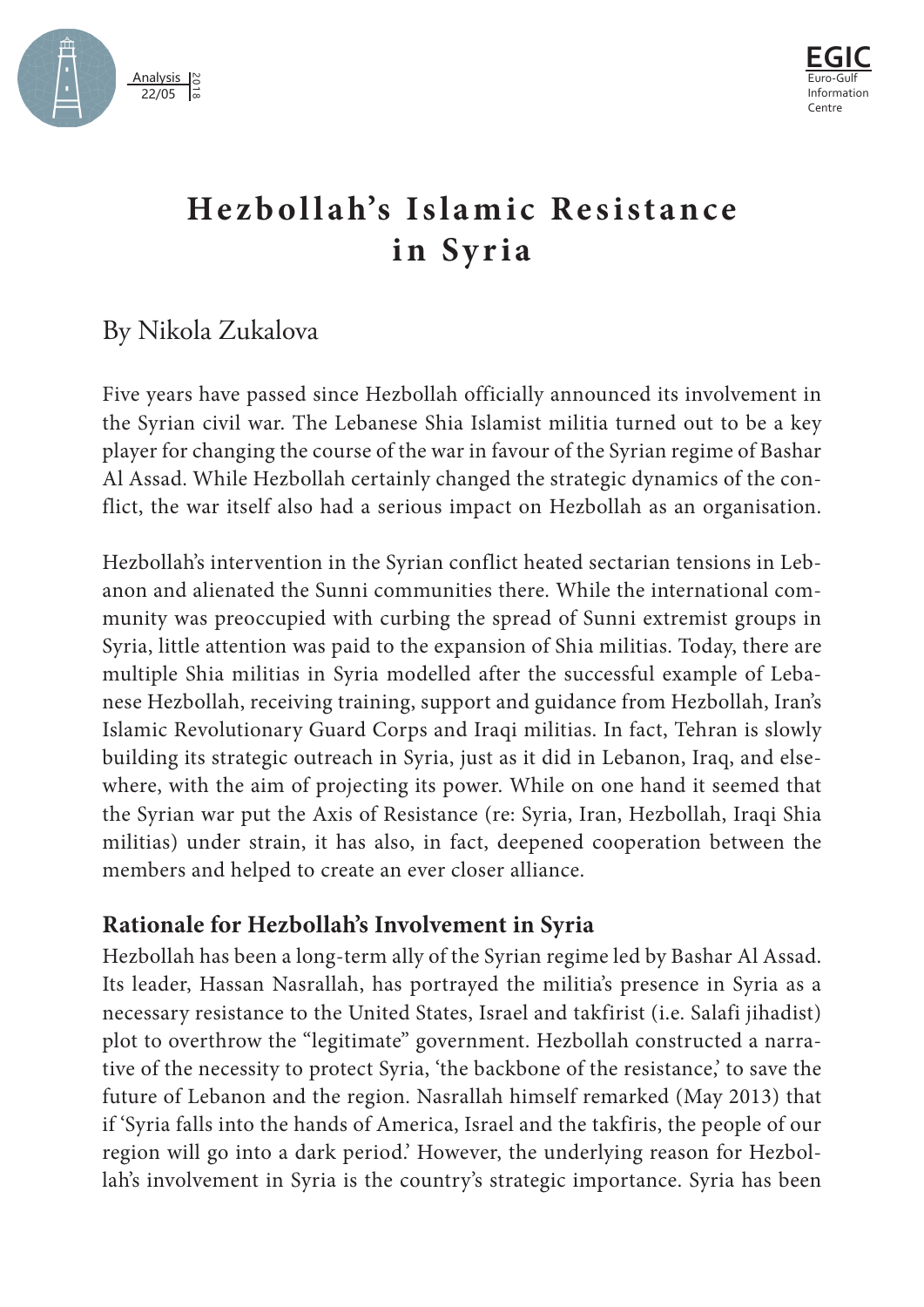# Hezbollah's Islamic Resistance in Syria

By Nikola Zukalova

Five years have passed since Hezbollah officially announced its involvement in the Syrian civil war. The Lebanese Shia Islamist militia turned out to be a key player for changing the course of the war in favour of the Syrian regime of Bashar Al Assad. While Hezbollah certainly changed the strategic dynamics of the conflict, the war itself also had a serious impact on Hezbollah as an organisation.

Hezbollah's intervention in the Syrian conflict heated sectarian tensions in Lebanon and alienated the Sunni communities there. While the international community was preoccupied with curbing the spread of Sunni extremist groups in Syria, little attention was paid to the expansion of Shia militias. Today, there are multiple Shia militias in Syria modelled after the successful example of Lebanese Hezbollah, receiving training, support and guidance from Hezbollah, Iran's Islamic Revolutionary Guard Corps and Iraqi militias. In fact, Tehran is slowly building its strategic outreach in Syria, just as it did in Lebanon, Iraq, and elsewhere, with the aim of projecting its power. While on one hand it seemed that the Syrian war put the Axis of Resistance (re: Syria, Iran, Hezbollah, Iraqi Shia militias) under strain, it has also, in fact, deepened cooperation between the members and helped to create an ever closer alliance.

## Rationale for Hezbollah's Involvement in Syria

Hezbollah has been a long-term ally of the Syrian regime led by Bashar Al Assad. Its leader, Hassan Nasrallah, has portrayed the militia's presence in Syria as a necessary resistance to the United States, Israel and takfirist (i.e. Salafi jihadist) plot to overthrow the "legitimate" government. Hezbollah constructed a narrative of the necessity to protect Syria, 'the backbone of the resistance,' to save the future of Lebanon and the region. Nasrallah himself remarked (May 2013) that if 'Syria falls into the hands of America, Israel and the takfiris, the people of our region will go into a dark period.' However, the underlying reason for Hezbollah's involvement in Syria is the country's strategic importance. Syria has been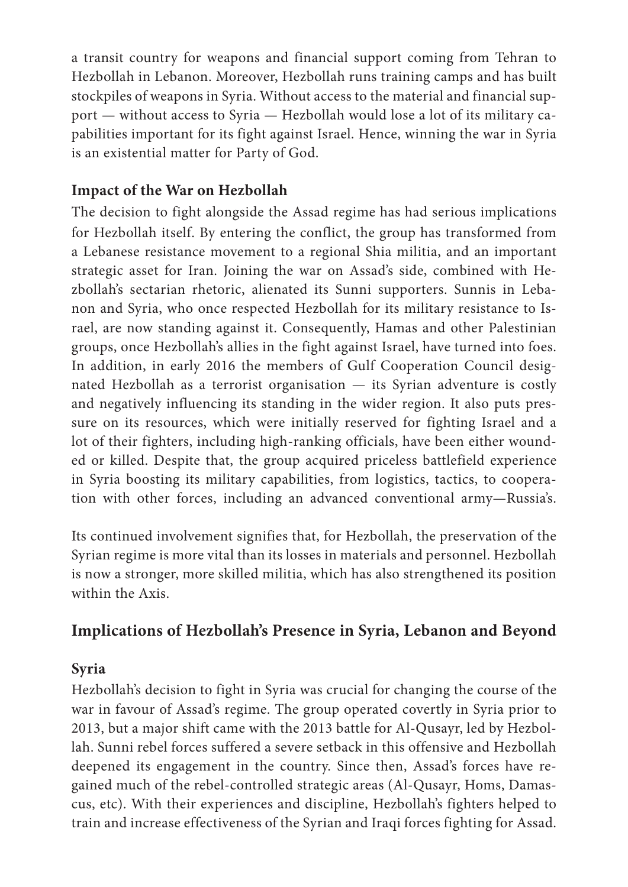a transit country for weapons and financial support coming from Tehran to Hezbollah in Lebanon. Moreover, Hezbollah runs training camps and has built stockpiles of weapons in Syria. Without access to the material and financial support — without access to Syria — Hezbollah would lose a lot of its military capabilities important for its fight against Israel. Hence, winning the war in Syria is an existential matter for Party of God.

### Impact of the War on Hezbollah

The decision to fight alongside the Assad regime has had serious implications for Hezbollah itself. By entering the conflict, the group has transformed from a Lebanese resistance movement to a regional Shia militia, and an important strategic asset for Iran. Joining the war on Assad's side, combined with Hezbollah's sectarian rhetoric, alienated its Sunni supporters. Sunnis in Lebanon and Syria, who once respected Hezbollah for its military resistance to Israel, are now standing against it. Consequently, Hamas and other Palestinian groups, once Hezbollah's allies in the fight against Israel, have turned into foes. In addition, in early 2016 the members of Gulf Cooperation Council designated Hezbollah as a terrorist organisation — its Syrian adventure is costly and negatively influencing its standing in the wider region. It also puts pressure on its resources, which were initially reserved for fighting Israel and a lot of their fighters, including high-ranking officials, have been either wounded or killed. Despite that, the group acquired priceless battlefield experience in Syria boosting its military capabilities, from logistics, tactics, to cooperation with other forces, including an advanced conventional army—Russia's.

Its continued involvement signifies that, for Hezbollah, the preservation of the Syrian regime is more vital than its losses in materials and personnel. Hezbollah is now a stronger, more skilled militia, which has also strengthened its position within the Axis.

## Implications of Hezbollah's Presence in Syria, Lebanon and Beyond

### Syria

Hezbollah's decision to fight in Syria was crucial for changing the course of the war in favour of Assad's regime. The group operated covertly in Syria prior to 2013, but a major shift came with the 2013 battle for Al-Qusayr, led by Hezbollah. Sunni rebel forces suffered a severe setback in this offensive and Hezbollah deepened its engagement in the country. Since then, Assad's forces have regained much of the rebel-controlled strategic areas (Al-Qusayr, Homs, Damascus, etc). With their experiences and discipline, Hezbollah's fighters helped to train and increase effectiveness of the Syrian and Iraqi forces fighting for Assad.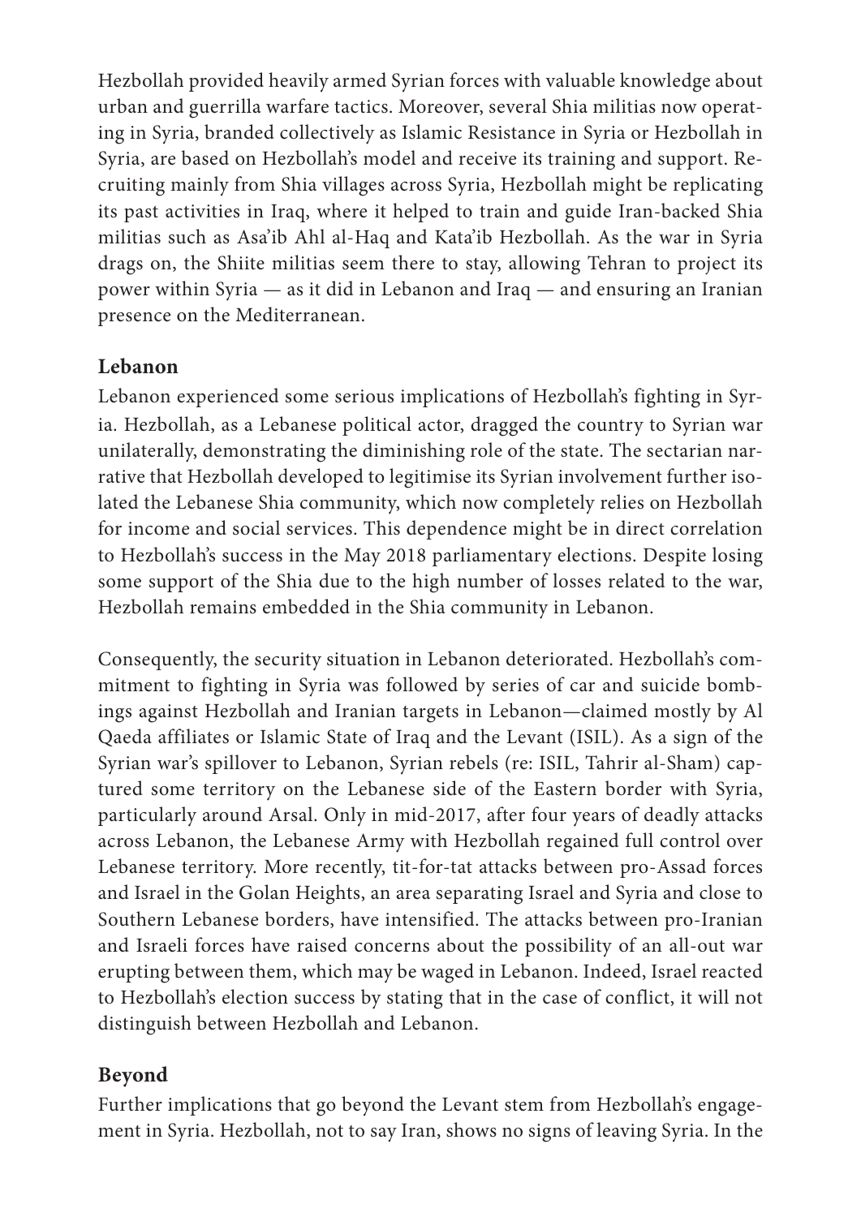Hezbollah provided heavily armed Syrian forces with valuable knowledge about urban and guerrilla warfare tactics. Moreover, several Shia militias now operating in Syria, branded collectively as Islamic Resistance in Syria or Hezbollah in Syria, are based on Hezbollah's model and receive its training and support. Recruiting mainly from Shia villages across Syria, Hezbollah might be replicating its past activities in Iraq, where it helped to train and guide Iran-backed Shia militias such as Asa'ib Ahl al-Haq and Kata'ib Hezbollah. As the war in Syria drags on, the Shiite militias seem there to stay, allowing Tehran to project its power within Syria — as it did in Lebanon and Iraq — and ensuring an Iranian presence on the Mediterranean.

**Lebanon**

Lebanon experienced some serious implications of Hezbollah's fighting in Syria. Hezbollah, as a Lebanese political actor, dragged the country to Syrian war unilaterally, demonstrating the diminishing role of the state. The sectarian narrative that Hezbollah developed to legitimise its Syrian involvement further isolated the Lebanese Shia community, which now completely relies on Hezbollah for income and social services. This dependence might be in direct correlation to Hezbollah's success in the May 2018 parliamentary elections. Despite losing some support of the Shia due to the high number of losses related to the war, Hezbollah remains embedded in the Shia community in Lebanon.

Consequently, the security situation in Lebanon deteriorated. Hezbollah's commitment to fighting in Syria was followed by series of car and suicide bombings against Hezbollah and Iranian targets in Lebanon—claimed mostly by Al Qaeda affiliates or Islamic State of Iraq and the Levant (ISIL). As a sign of the Syrian war's spillover to Lebanon, Syrian rebels (re: ISIL, Tahrir al-Sham) captured some territory on the Lebanese side of the Eastern border with Syria, particularly around Arsal. Only in mid-2017, after four years of deadly attacks across Lebanon, the Lebanese Army with Hezbollah regained full control over Lebanese territory. More recently, tit-for-tat attacks between pro-Assad forces and Israel in the Golan Heights, an area separating Israel and Syria and close to Southern Lebanese borders, have intensified. The attacks between pro-Iranian and Israeli forces have raised concerns about the possibility of an all-out war erupting between them, which may be waged in Lebanon. Indeed, Israel reacted to Hezbollah's election success by stating that in the case of conflict, it will not distinguish between Hezbollah and Lebanon.

**Beyond**

Further implications that go beyond the Levant stem from Hezbollah's engagement in Syria. Hezbollah, not to say Iran, shows no signs of leaving Syria. In the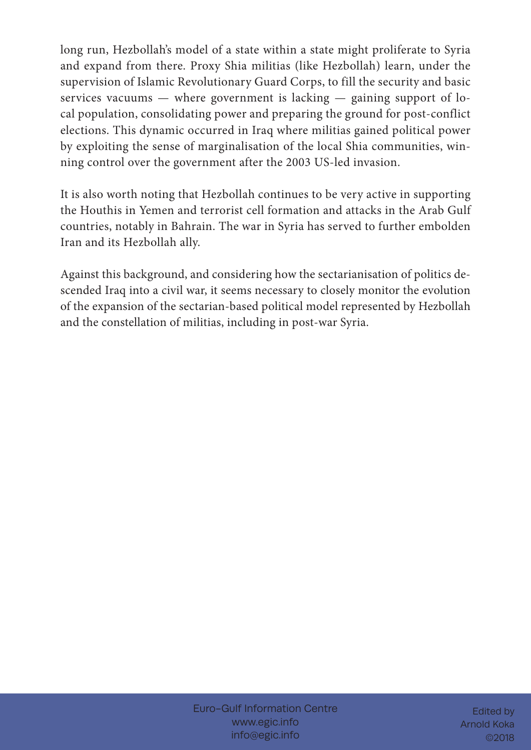long run, Hezbollah's model of a state within a state might proliferate to Syria and expand from there. Proxy Shia militias (like Hezbollah) learn, under the supervision of Islamic Revolutionary Guard Corps, to fill the security and basic services vacuums — where government is lacking — gaining support of local population, consolidating power and preparing the ground for post-conflict elections. This dynamic occurred in Iraq where militias gained political power by exploiting the sense of marginalisation of the local Shia communities, winning control over the government after the 2003 US-led invasion.

It is also worth noting that Hezbollah continues to be very active in supporting the Houthis in Yemen and terrorist cell formation and attacks in the Arab Gulf countries, notably in Bahrain. The war in Syria has served to further embolden Iran and its Hezbollah ally.

Against this background, and considering how the sectarianisation of politics descended Iraq into a civil war, it seems necessary to closely monitor the evolution of the expansion of the sectarian-based political model represented by Hezbollah and the constellation of militias, including in post-war Syria.

Euro-Gulf Information Centre
www.egic.info
info@egic.info

Edited by
Arnold Koka
©2018